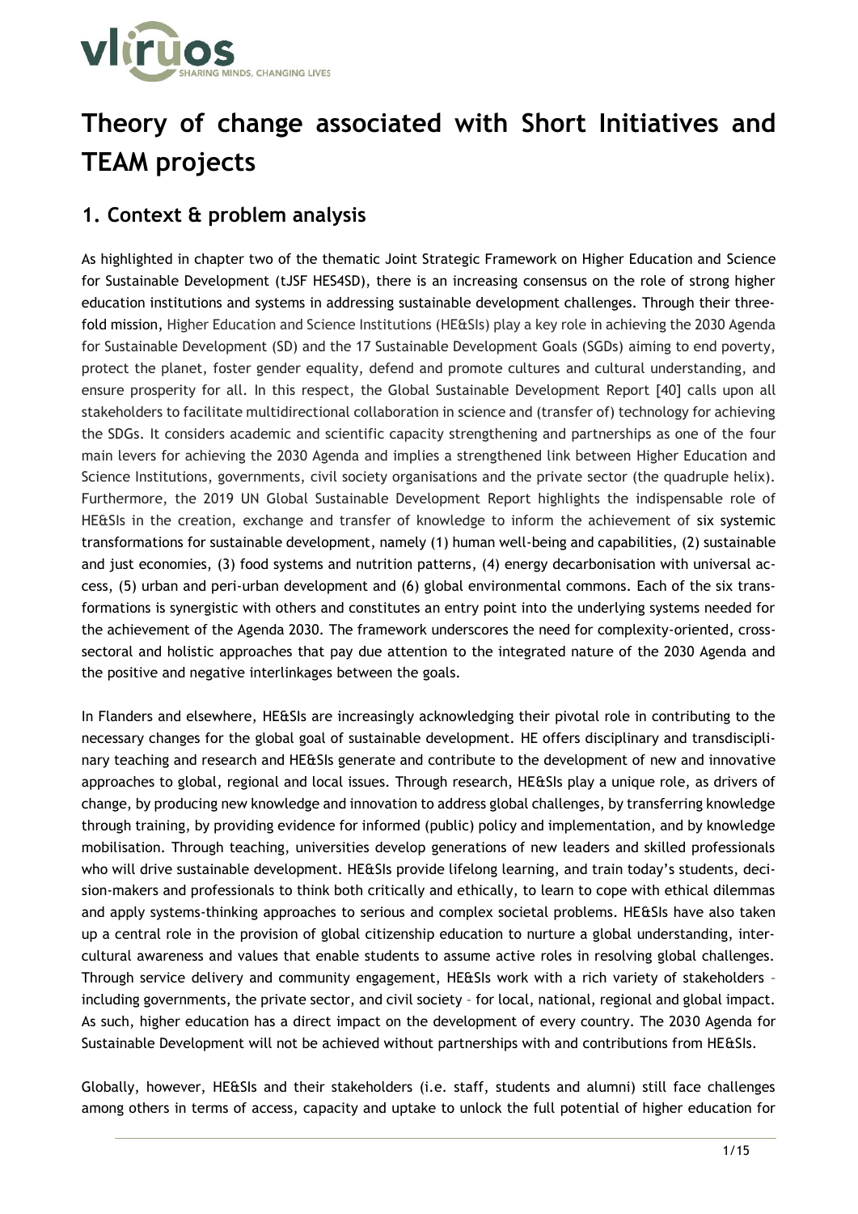# Theory of change associated with Short Initiatives and TEAM projects

## 1. Context & problem analysis

As highlighted in chapter two of the thematic Joint Strategic Framework on Higher Education and Science for Sustainable Development (tJSF HES4SD), there is an increasing consensus on the role of strong higher education institutions and systems in addressing sustainable development challenges. Through their three-fold mission, Higher Education and Science Institutions (HE&SIs) play a key role in achieving the 2030 Agenda for Sustainable Development (SD) and the 17 Sustainable Development Goals (SGDs) aiming to end poverty, protect the planet, foster gender equality, defend and promote cultures and cultural understanding, and ensure prosperity for all. In this respect, the Global Sustainable Development Report [40] calls upon all stakeholders to facilitate multidirectional collaboration in science and (transfer of) technology for achieving the SDGs. It considers academic and scientific capacity strengthening and partnerships as one of the four main levers for achieving the 2030 Agenda and implies a strengthened link between Higher Education and Science Institutions, governments, civil society organisations and the private sector (the quadruple helix). Furthermore, the 2019 UN Global Sustainable Development Report highlights the indispensable role of HE&SIs in the creation, exchange and transfer of knowledge to inform the achievement of six systemic transformations for sustainable development, namely (1) human well-being and capabilities, (2) sustainable and just economies, (3) food systems and nutrition patterns, (4) energy decarbonisation with universal access, (5) urban and peri-urban development and (6) global environmental commons. Each of the six transformations is synergistic with others and constitutes an entry point into the underlying systems needed for the achievement of the Agenda 2030. The framework underscores the need for complexity-oriented, cross-sectoral and holistic approaches that pay due attention to the integrated nature of the 2030 Agenda and the positive and negative interlinkages between the goals.

In Flanders and elsewhere, HE&SIs are increasingly acknowledging their pivotal role in contributing to the necessary changes for the global goal of sustainable development. HE offers disciplinary and transdisciplinary teaching and research and HE&SIs generate and contribute to the development of new and innovative approaches to global, regional and local issues. Through research, HE&SIs play a unique role, as drivers of change, by producing new knowledge and innovation to address global challenges, by transferring knowledge through training, by providing evidence for informed (public) policy and implementation, and by knowledge mobilisation. Through teaching, universities develop generations of new leaders and skilled professionals who will drive sustainable development. HE&SIs provide lifelong learning, and train today's students, decision-makers and professionals to think both critically and ethically, to learn to cope with ethical dilemmas and apply systems-thinking approaches to serious and complex societal problems. HE&SIs have also taken up a central role in the provision of global citizenship education to nurture a global understanding, intercultural awareness and values that enable students to assume active roles in resolving global challenges. Through service delivery and community engagement, HE&SIs work with a rich variety of stakeholders – including governments, the private sector, and civil society – for local, national, regional and global impact. As such, higher education has a direct impact on the development of every country. The 2030 Agenda for Sustainable Development will not be achieved without partnerships with and contributions from HE&SIs.

Globally, however, HE&SIs and their stakeholders (i.e. staff, students and alumni) still face challenges among others in terms of access, capacity and uptake to unlock the full potential of higher education for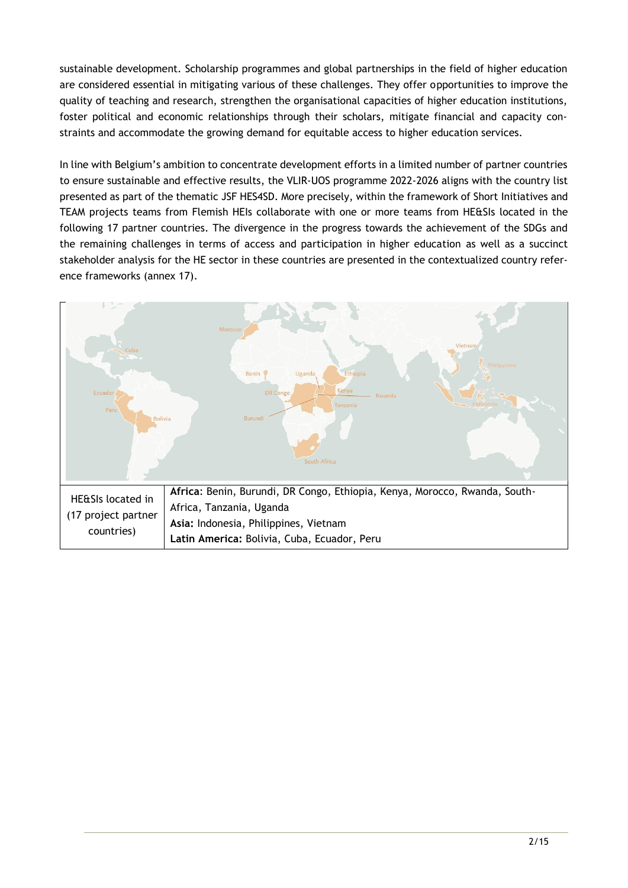sustainable development. Scholarship programmes and global partnerships in the field of higher education are considered essential in mitigating various of these challenges. They offer opportunities to improve the quality of teaching and research, strengthen the organisational capacities of higher education institutions, foster political and economic relationships through their scholars, mitigate financial and capacity constraints and accommodate the growing demand for equitable access to higher education services.

In line with Belgium's ambition to concentrate development efforts in a limited number of partner countries to ensure sustainable and effective results, the VLIR-UOS programme 2022-2026 aligns with the country list presented as part of the thematic JSF HES4SD. More precisely, within the framework of Short Initiatives and TEAM projects teams from Flemish HEIs collaborate with one or more teams from HE&SIs located in the following 17 partner countries. The divergence in the progress towards the achievement of the SDGs and the remaining challenges in terms of access and participation in higher education as well as a succinct stakeholder analysis for the HE sector in these countries are presented in the contextualized country reference frameworks (annex 17).

| HE&SIs located in (17 project partner countries) | **Africa**: Benin, Burundi, DR Congo, Ethiopia, Kenya, Morocco, Rwanda, South-Africa, Tanzania, Uganda<br>**Asia:** Indonesia, Philippines, Vietnam<br>**Latin America:** Bolivia, Cuba, Ecuador, Peru |
|---|---|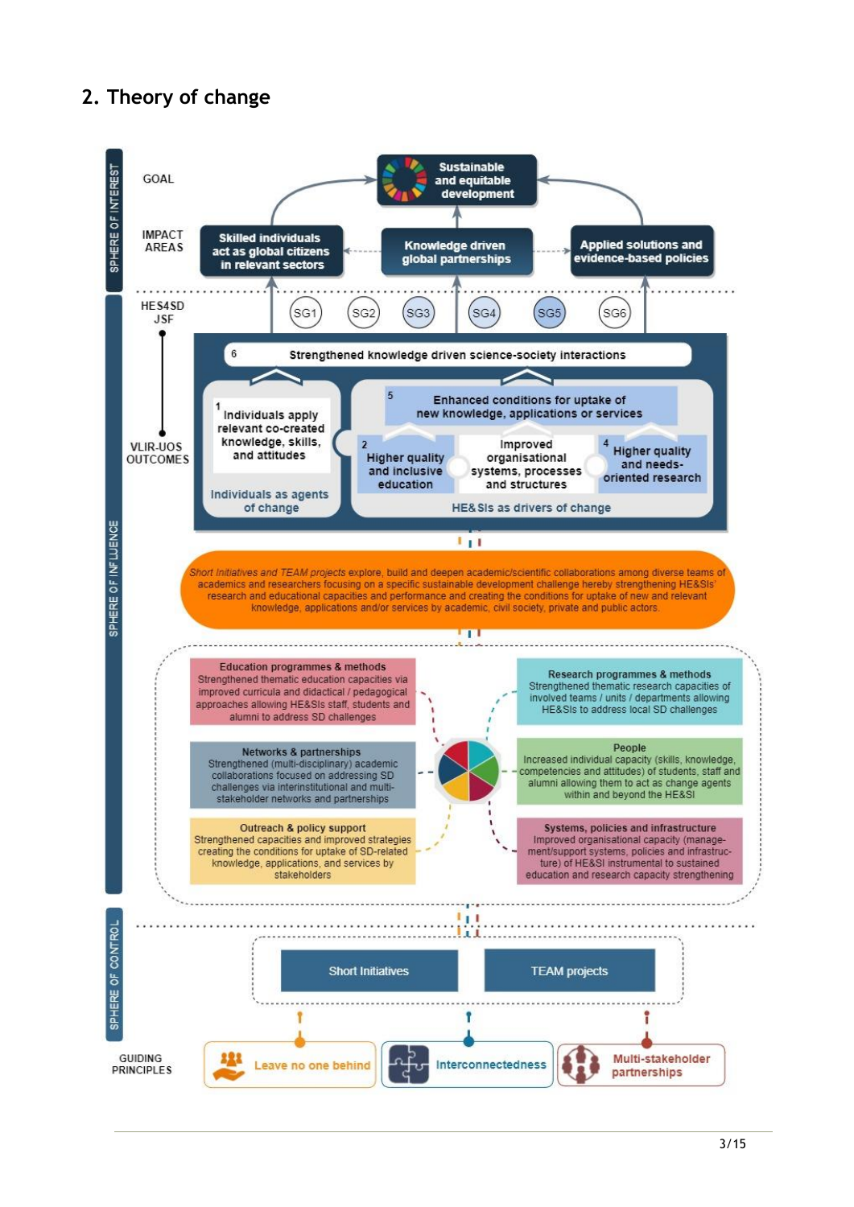## 2. Theory of change

**SPHERE OF INTEREST**

GOAL

- Sustainable and equitable development

IMPACT AREAS

- Skilled individuals act as global citizens in relevant sectors
- Knowledge driven global partnerships
- Applied solutions and evidence-based policies

**SPHERE OF INFLUENCE**

HES4SD JSF

SG1 SG2 SG3 SG4 SG5 SG6

VLIR-UOS OUTCOMES

6 Strengthened knowledge driven science-society interactions

Individuals as agents of change

1 Individuals apply relevant co-created knowledge, skills, and attitudes

HE&SIs as drivers of change

5 Enhanced conditions for uptake of new knowledge, applications or services

2 Higher quality and inclusive education

Improved organisational systems, processes and structures

4 Higher quality and needs-oriented research

*Short Initiatives and TEAM projects* explore, build and deepen academic/scientific collaborations among diverse teams of academics and researchers focusing on a specific sustainable development challenge hereby strengthening HE&SIs' research and educational capacities and performance and creating the conditions for uptake of new and relevant knowledge, applications and/or services by academic, civil society, private and public actors.

**Education programmes & methods**
Strengthened thematic education capacities via improved curricula and didactical / pedagogical approaches allowing HE&SIs staff, students and alumni to address SD challenges

**Research programmes & methods**
Strengthened thematic research capacities of involved teams / units / departments allowing HE&SIs to address local SD challenges

**Networks & partnerships**
Strengthened (multi-disciplinary) academic collaborations focused on addressing SD challenges via interinstitutional and multi-stakeholder networks and partnerships

**People**
Increased individual capacity (skills, knowledge, competencies and attitudes) of students, staff and alumni allowing them to act as change agents within and beyond the HE&SI

**Outreach & policy support**
Strengthened capacities and improved strategies creating the conditions for uptake of SD-related knowledge, applications, and services by stakeholders

**Systems, policies and infrastructure**
Improved organisational capacity (management/support systems, policies and infrastructure) of HE&SI instrumental to sustained education and research capacity strengthening

**SPHERE OF CONTROL**

- Short Initiatives
- TEAM projects

GUIDING PRINCIPLES

- Leave no one behind
- Interconnectedness
- Multi-stakeholder partnerships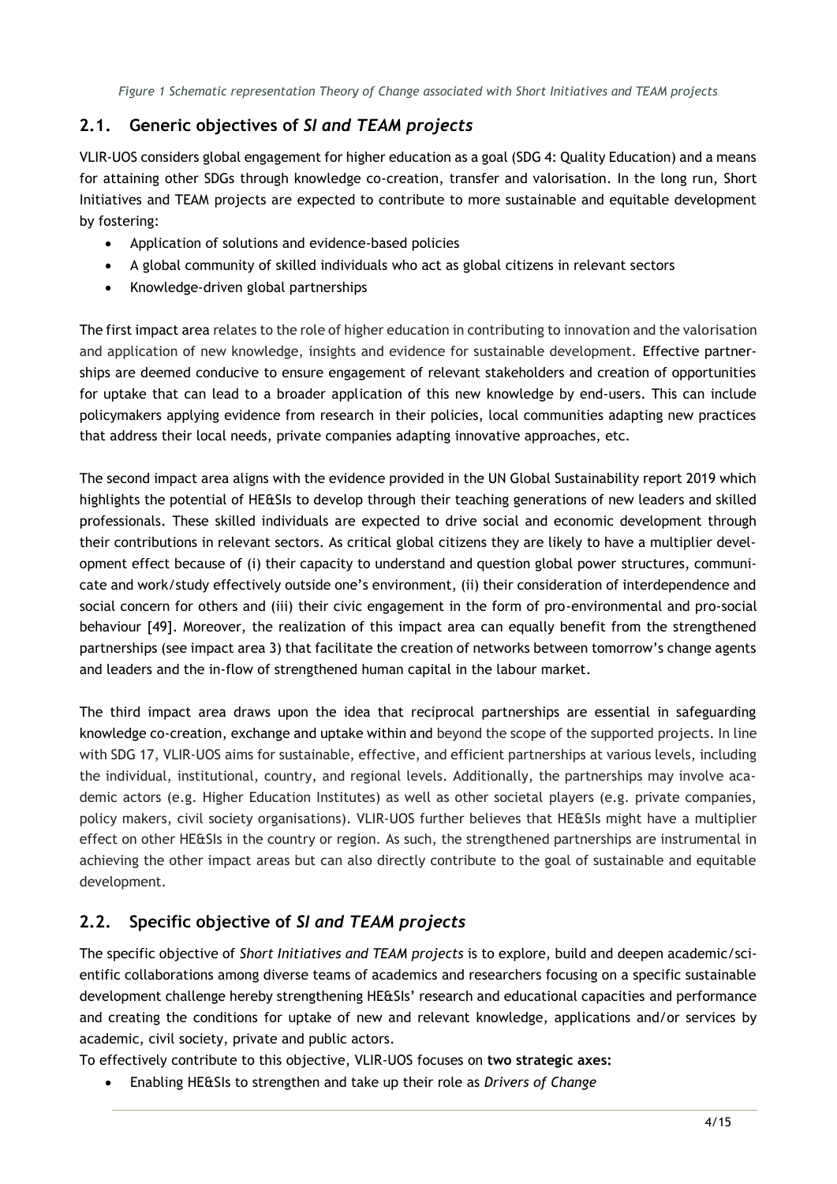*Figure 1 Schematic representation Theory of Change associated with Short Initiatives and TEAM projects*

## 2.1. Generic objectives of *SI and TEAM projects*

VLIR-UOS considers global engagement for higher education as a goal (SDG 4: Quality Education) and a means for attaining other SDGs through knowledge co-creation, transfer and valorisation. In the long run, Short Initiatives and TEAM projects are expected to contribute to more sustainable and equitable development by fostering:

- Application of solutions and evidence-based policies
- A global community of skilled individuals who act as global citizens in relevant sectors
- Knowledge-driven global partnerships

The first impact area relates to the role of higher education in contributing to innovation and the valorisation and application of new knowledge, insights and evidence for sustainable development. Effective partnerships are deemed conducive to ensure engagement of relevant stakeholders and creation of opportunities for uptake that can lead to a broader application of this new knowledge by end-users. This can include policymakers applying evidence from research in their policies, local communities adapting new practices that address their local needs, private companies adapting innovative approaches, etc.

The second impact area aligns with the evidence provided in the UN Global Sustainability report 2019 which highlights the potential of HE&SIs to develop through their teaching generations of new leaders and skilled professionals. These skilled individuals are expected to drive social and economic development through their contributions in relevant sectors. As critical global citizens they are likely to have a multiplier development effect because of (i) their capacity to understand and question global power structures, communicate and work/study effectively outside one's environment, (ii) their consideration of interdependence and social concern for others and (iii) their civic engagement in the form of pro-environmental and pro-social behaviour [49]. Moreover, the realization of this impact area can equally benefit from the strengthened partnerships (see impact area 3) that facilitate the creation of networks between tomorrow's change agents and leaders and the in-flow of strengthened human capital in the labour market.

The third impact area draws upon the idea that reciprocal partnerships are essential in safeguarding knowledge co-creation, exchange and uptake within and beyond the scope of the supported projects. In line with SDG 17, VLIR-UOS aims for sustainable, effective, and efficient partnerships at various levels, including the individual, institutional, country, and regional levels. Additionally, the partnerships may involve academic actors (e.g. Higher Education Institutes) as well as other societal players (e.g. private companies, policy makers, civil society organisations). VLIR-UOS further believes that HE&SIs might have a multiplier effect on other HE&SIs in the country or region. As such, the strengthened partnerships are instrumental in achieving the other impact areas but can also directly contribute to the goal of sustainable and equitable development.

## 2.2. Specific objective of *SI and TEAM projects*

The specific objective of *Short Initiatives and TEAM projects* is to explore, build and deepen academic/scientific collaborations among diverse teams of academics and researchers focusing on a specific sustainable development challenge hereby strengthening HE&SIs' research and educational capacities and performance and creating the conditions for uptake of new and relevant knowledge, applications and/or services by academic, civil society, private and public actors.

To effectively contribute to this objective, VLIR-UOS focuses on **two strategic axes:**

- Enabling HE&SIs to strengthen and take up their role as *Drivers of Change*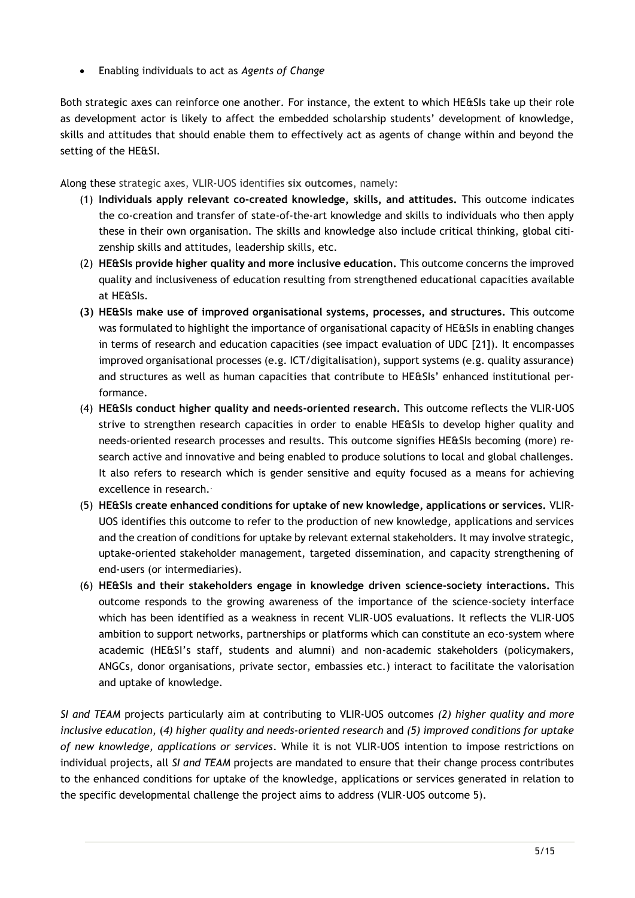- Enabling individuals to act as *Agents of Change*

Both strategic axes can reinforce one another. For instance, the extent to which HE&SIs take up their role as development actor is likely to affect the embedded scholarship students' development of knowledge, skills and attitudes that should enable them to effectively act as agents of change within and beyond the setting of the HE&SI.

Along these strategic axes, VLIR-UOS identifies **six outcomes**, namely:

(1) **Individuals apply relevant co-created knowledge, skills, and attitudes.** This outcome indicates the co-creation and transfer of state-of-the-art knowledge and skills to individuals who then apply these in their own organisation. The skills and knowledge also include critical thinking, global citizenship skills and attitudes, leadership skills, etc.

(2) **HE&SIs provide higher quality and more inclusive education.** This outcome concerns the improved quality and inclusiveness of education resulting from strengthened educational capacities available at HE&SIs.

**(3) HE&SIs make use of improved organisational systems, processes, and structures.** This outcome was formulated to highlight the importance of organisational capacity of HE&SIs in enabling changes in terms of research and education capacities (see impact evaluation of UDC [21]). It encompasses improved organisational processes (e.g. ICT/digitalisation), support systems (e.g. quality assurance) and structures as well as human capacities that contribute to HE&SIs' enhanced institutional performance.

(4) **HE&SIs conduct higher quality and needs-oriented research.** This outcome reflects the VLIR-UOS strive to strengthen research capacities in order to enable HE&SIs to develop higher quality and needs-oriented research processes and results. This outcome signifies HE&SIs becoming (more) research active and innovative and being enabled to produce solutions to local and global challenges. It also refers to research which is gender sensitive and equity focused as a means for achieving excellence in research.

(5) **HE&SIs create enhanced conditions for uptake of new knowledge, applications or services.** VLIR-UOS identifies this outcome to refer to the production of new knowledge, applications and services and the creation of conditions for uptake by relevant external stakeholders. It may involve strategic, uptake-oriented stakeholder management, targeted dissemination, and capacity strengthening of end-users (or intermediaries).

(6) **HE&SIs and their stakeholders engage in knowledge driven science-society interactions.** This outcome responds to the growing awareness of the importance of the science-society interface which has been identified as a weakness in recent VLIR-UOS evaluations. It reflects the VLIR-UOS ambition to support networks, partnerships or platforms which can constitute an eco-system where academic (HE&SI's staff, students and alumni) and non-academic stakeholders (policymakers, ANGCs, donor organisations, private sector, embassies etc.) interact to facilitate the valorisation and uptake of knowledge.

*SI and TEAM* projects particularly aim at contributing to VLIR-UOS outcomes *(2) higher quality and more inclusive education*, *(4) higher quality and needs-oriented research* and *(5) improved conditions for uptake of new knowledge, applications or services*. While it is not VLIR-UOS intention to impose restrictions on individual projects, all *SI and TEAM* projects are mandated to ensure that their change process contributes to the enhanced conditions for uptake of the knowledge, applications or services generated in relation to the specific developmental challenge the project aims to address (VLIR-UOS outcome 5).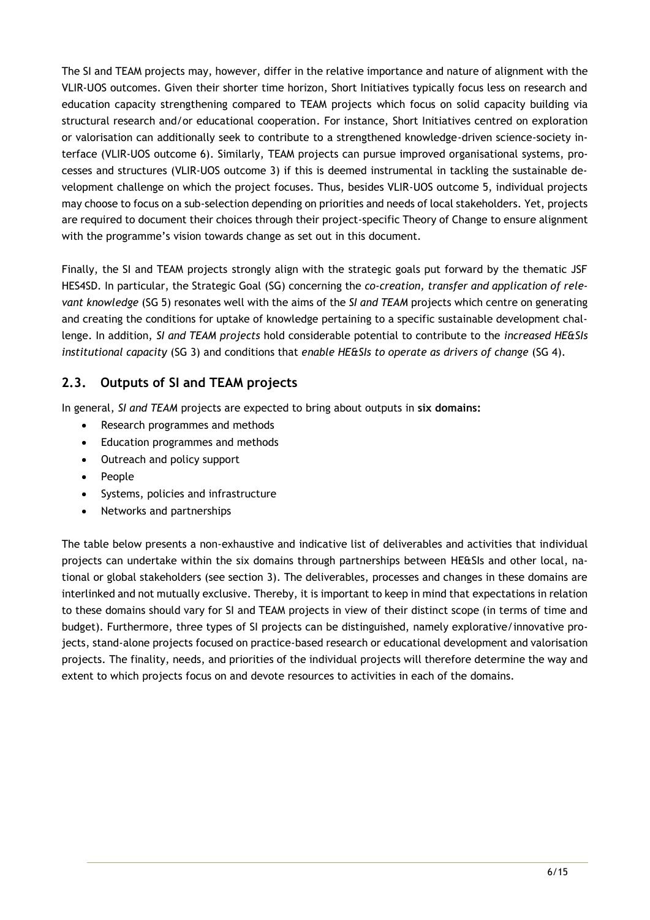The SI and TEAM projects may, however, differ in the relative importance and nature of alignment with the VLIR-UOS outcomes. Given their shorter time horizon, Short Initiatives typically focus less on research and education capacity strengthening compared to TEAM projects which focus on solid capacity building via structural research and/or educational cooperation. For instance, Short Initiatives centred on exploration or valorisation can additionally seek to contribute to a strengthened knowledge-driven science-society interface (VLIR-UOS outcome 6). Similarly, TEAM projects can pursue improved organisational systems, processes and structures (VLIR-UOS outcome 3) if this is deemed instrumental in tackling the sustainable development challenge on which the project focuses. Thus, besides VLIR-UOS outcome 5, individual projects may choose to focus on a sub-selection depending on priorities and needs of local stakeholders. Yet, projects are required to document their choices through their project-specific Theory of Change to ensure alignment with the programme's vision towards change as set out in this document.

Finally, the SI and TEAM projects strongly align with the strategic goals put forward by the thematic JSF HES4SD. In particular, the Strategic Goal (SG) concerning the *co-creation, transfer and application of relevant knowledge* (SG 5) resonates well with the aims of the *SI and TEAM* projects which centre on generating and creating the conditions for uptake of knowledge pertaining to a specific sustainable development challenge. In addition, *SI and TEAM projects* hold considerable potential to contribute to the *increased HE&SIs institutional capacity* (SG 3) and conditions that *enable HE&SIs to operate as drivers of change* (SG 4).

## 2.3. Outputs of SI and TEAM projects

In general, *SI and TEAM* projects are expected to bring about outputs in **six domains:**

- Research programmes and methods
- Education programmes and methods
- Outreach and policy support
- People
- Systems, policies and infrastructure
- Networks and partnerships

The table below presents a non-exhaustive and indicative list of deliverables and activities that individual projects can undertake within the six domains through partnerships between HE&SIs and other local, national or global stakeholders (see section 3). The deliverables, processes and changes in these domains are interlinked and not mutually exclusive. Thereby, it is important to keep in mind that expectations in relation to these domains should vary for SI and TEAM projects in view of their distinct scope (in terms of time and budget). Furthermore, three types of SI projects can be distinguished, namely explorative/innovative projects, stand-alone projects focused on practice-based research or educational development and valorisation projects. The finality, needs, and priorities of the individual projects will therefore determine the way and extent to which projects focus on and devote resources to activities in each of the domains.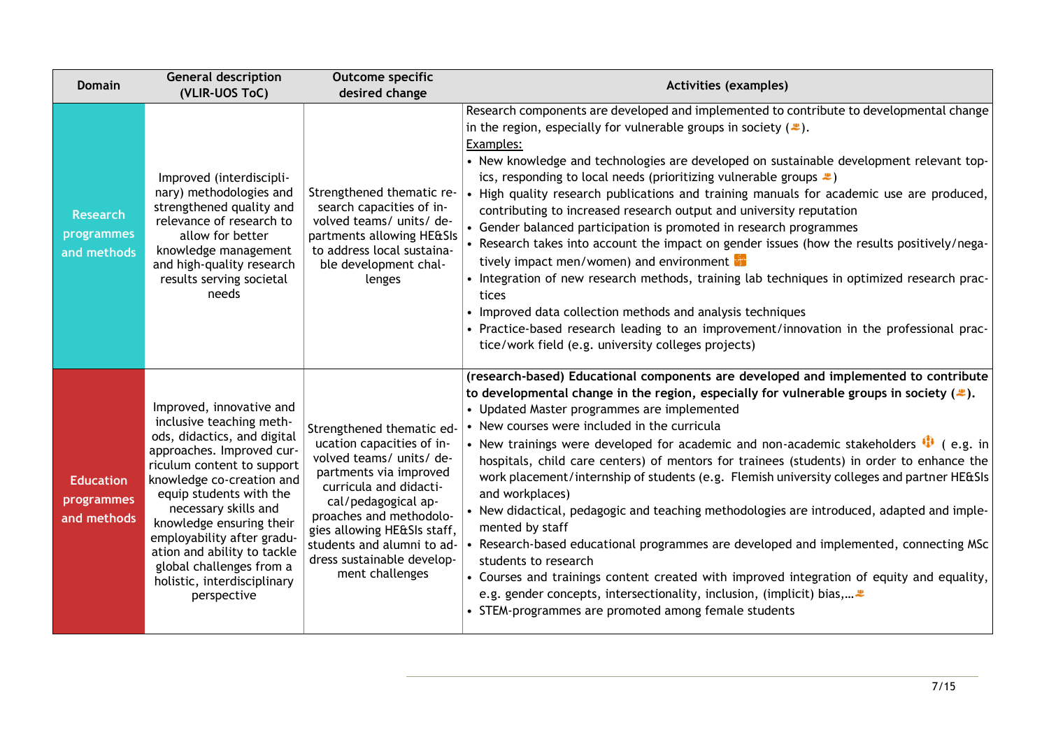| Domain | General description (VLIR-UOS ToC) | Outcome specific desired change | Activities (examples) |
|---|---|---|---|
| **Research programmes and methods** | Improved (interdisciplinary) methodologies and strengthened quality and relevance of research to allow for better knowledge management and high-quality research results serving societal needs | Strengthened thematic research capacities of involved teams/ units/ departments allowing HE&SIs to address local sustainable development challenges | Research components are developed and implemented to contribute to developmental change in the region, especially for vulnerable groups in society ().<br>Examples:<br>• New knowledge and technologies are developed on sustainable development relevant topics, responding to local needs (prioritizing vulnerable groups )<br>• High quality research publications and training manuals for academic use are produced, contributing to increased research output and university reputation<br>• Gender balanced participation is promoted in research programmes<br>• Research takes into account the impact on gender issues (how the results positively/negatively impact men/women) and environment<br>• Integration of new research methods, training lab techniques in optimized research practices<br>• Improved data collection methods and analysis techniques<br>• Practice-based research leading to an improvement/innovation in the professional practice/work field (e.g. university colleges projects) |
| **Education programmes and methods** | Improved, innovative and inclusive teaching methods, didactics, and digital approaches. Improved curriculum content to support knowledge co-creation and equip students with the necessary skills and knowledge ensuring their employability after graduation and ability to tackle global challenges from a holistic, interdisciplinary perspective | Strengthened thematic education capacities of involved teams/ units/ departments via improved curricula and didactical/pedagogical approaches and methodologies allowing HE&SIs staff, students and alumni to address sustainable development challenges | **(research-based) Educational components are developed and implemented to contribute to developmental change in the region, especially for vulnerable groups in society ().**<br>• Updated Master programmes are implemented<br>• New courses were included in the curricula<br>• New trainings were developed for academic and non-academic stakeholders ( e.g. in hospitals, child care centers) of mentors for trainees (students) in order to enhance the work placement/internship of students (e.g. Flemish university colleges and partner HE&SIs and workplaces)<br>• New didactical, pedagogic and teaching methodologies are introduced, adapted and implemented by staff<br>• Research-based educational programmes are developed and implemented, connecting MSc students to research<br>• Courses and trainings content created with improved integration of equity and equality, e.g. gender concepts, intersectionality, inclusion, (implicit) bias,…<br>• STEM-programmes are promoted among female students |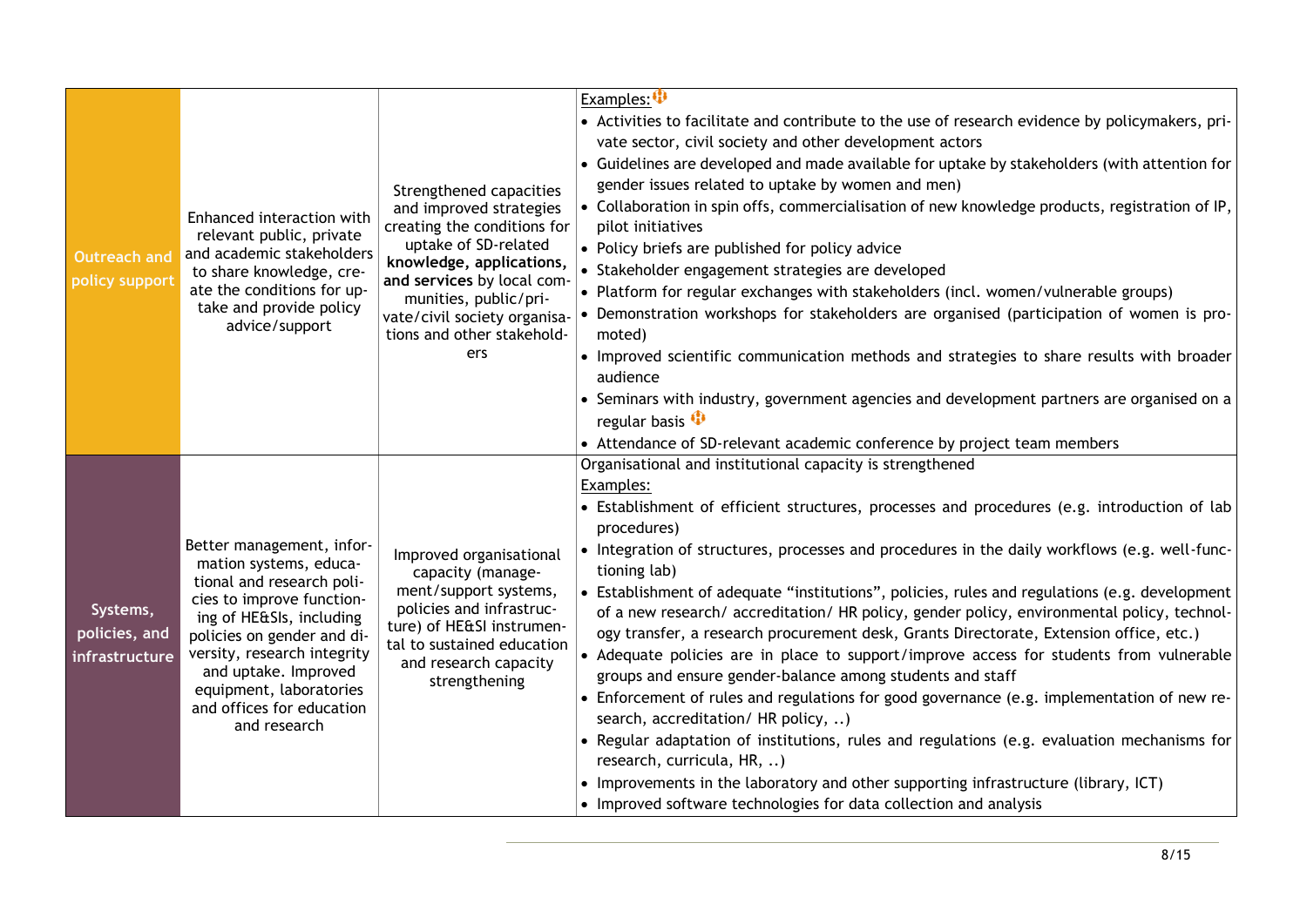| | | | |
|---|---|---|---|
| **Outreach and policy support** | Enhanced interaction with relevant public, private and academic stakeholders to share knowledge, create the conditions for uptake and provide policy advice/support | Strengthened capacities and improved strategies creating the conditions for uptake of SD-related **knowledge, applications, and services** by local communities, public/private/civil society organisations and other stakeholders | Examples:<br>• Activities to facilitate and contribute to the use of research evidence by policymakers, private sector, civil society and other development actors<br>• Guidelines are developed and made available for uptake by stakeholders (with attention for gender issues related to uptake by women and men)<br>• Collaboration in spin offs, commercialisation of new knowledge products, registration of IP, pilot initiatives<br>• Policy briefs are published for policy advice<br>• Stakeholder engagement strategies are developed<br>• Platform for regular exchanges with stakeholders (incl. women/vulnerable groups)<br>• Demonstration workshops for stakeholders are organised (participation of women is promoted)<br>• Improved scientific communication methods and strategies to share results with broader audience<br>• Seminars with industry, government agencies and development partners are organised on a regular basis<br>• Attendance of SD-relevant academic conference by project team members |
| **Systems, policies, and infrastructure** | Better management, information systems, educational and research policies to improve functioning of HE&SIs, including policies on gender and diversity, research integrity and uptake. Improved equipment, laboratories and offices for education and research | Improved organisational capacity (management/support systems, policies and infrastructure) of HE&SI instrumental to sustained education and research capacity strengthening | Organisational and institutional capacity is strengthened<br>Examples:<br>• Establishment of efficient structures, processes and procedures (e.g. introduction of lab procedures)<br>• Integration of structures, processes and procedures in the daily workflows (e.g. well-functioning lab)<br>• Establishment of adequate "institutions", policies, rules and regulations (e.g. development of a new research/ accreditation/ HR policy, gender policy, environmental policy, technology transfer, a research procurement desk, Grants Directorate, Extension office, etc.)<br>• Adequate policies are in place to support/improve access for students from vulnerable groups and ensure gender-balance among students and staff<br>• Enforcement of rules and regulations for good governance (e.g. implementation of new research, accreditation/ HR policy, ..)<br>• Regular adaptation of institutions, rules and regulations (e.g. evaluation mechanisms for research, curricula, HR, ..)<br>• Improvements in the laboratory and other supporting infrastructure (library, ICT)<br>• Improved software technologies for data collection and analysis |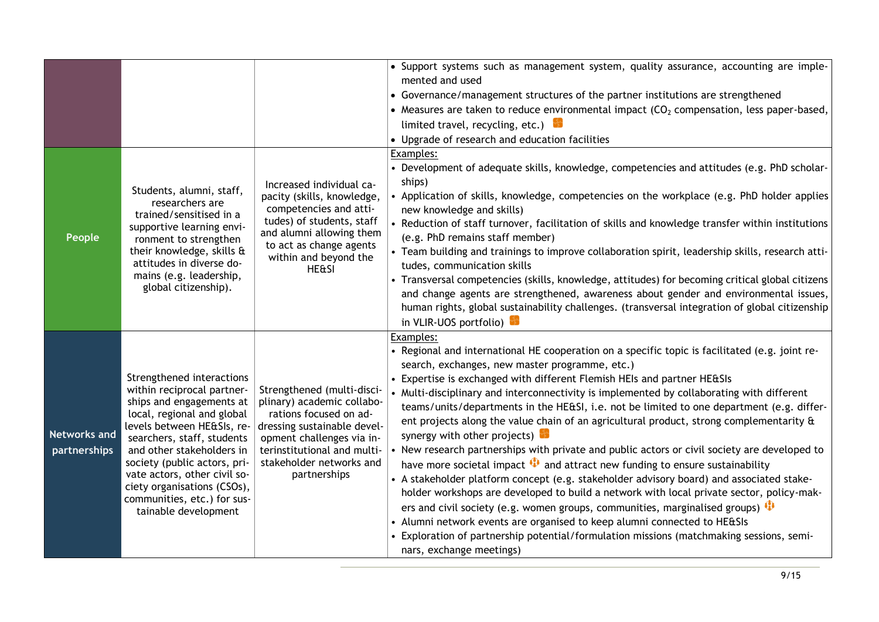| | | | |
|---|---|---|---|
| | | | • Support systems such as management system, quality assurance, accounting are implemented and used<br>• Governance/management structures of the partner institutions are strengthened<br>• Measures are taken to reduce environmental impact ($CO_2$ compensation, less paper-based, limited travel, recycling, etc.)<br>• Upgrade of research and education facilities |
| **People** | Students, alumni, staff, researchers are trained/sensitised in a supportive learning environment to strengthen their knowledge, skills & attitudes in diverse domains (e.g. leadership, global citizenship). | Increased individual capacity (skills, knowledge, competencies and attitudes) of students, staff and alumni allowing them to act as change agents within and beyond the HE&SI | Examples:<br>• Development of adequate skills, knowledge, competencies and attitudes (e.g. PhD scholarships)<br>• Application of skills, knowledge, competencies on the workplace (e.g. PhD holder applies new knowledge and skills)<br>• Reduction of staff turnover, facilitation of skills and knowledge transfer within institutions (e.g. PhD remains staff member)<br>• Team building and trainings to improve collaboration spirit, leadership skills, research attitudes, communication skills<br>• Transversal competencies (skills, knowledge, attitudes) for becoming critical global citizens and change agents are strengthened, awareness about gender and environmental issues, human rights, global sustainability challenges. (transversal integration of global citizenship in VLIR-UOS portfolio) |
| **Networks and partnerships** | Strengthened interactions within reciprocal partnerships and engagements at local, regional and global levels between HE&SIs, researchers, staff, students and other stakeholders in society (public actors, private actors, other civil society organisations (CSOs), communities, etc.) for sustainable development | Strengthened (multi-disciplinary) academic collaborations focused on addressing sustainable development challenges via interinstitutional and multi-stakeholder networks and partnerships | Examples:<br>• Regional and international HE cooperation on a specific topic is facilitated (e.g. joint research, exchanges, new master programme, etc.)<br>• Expertise is exchanged with different Flemish HEIs and partner HE&SIs<br>• Multi-disciplinary and interconnectivity is implemented by collaborating with different teams/units/departments in the HE&SI, i.e. not be limited to one department (e.g. different projects along the value chain of an agricultural product, strong complementarity & synergy with other projects)<br>• New research partnerships with private and public actors or civil society are developed to have more societal impact and attract new funding to ensure sustainability<br>• A stakeholder platform concept (e.g. stakeholder advisory board) and associated stakeholder workshops are developed to build a network with local private sector, policy-makers and civil society (e.g. women groups, communities, marginalised groups)<br>• Alumni network events are organised to keep alumni connected to HE&SIs<br>• Exploration of partnership potential/formulation missions (matchmaking sessions, seminars, exchange meetings) |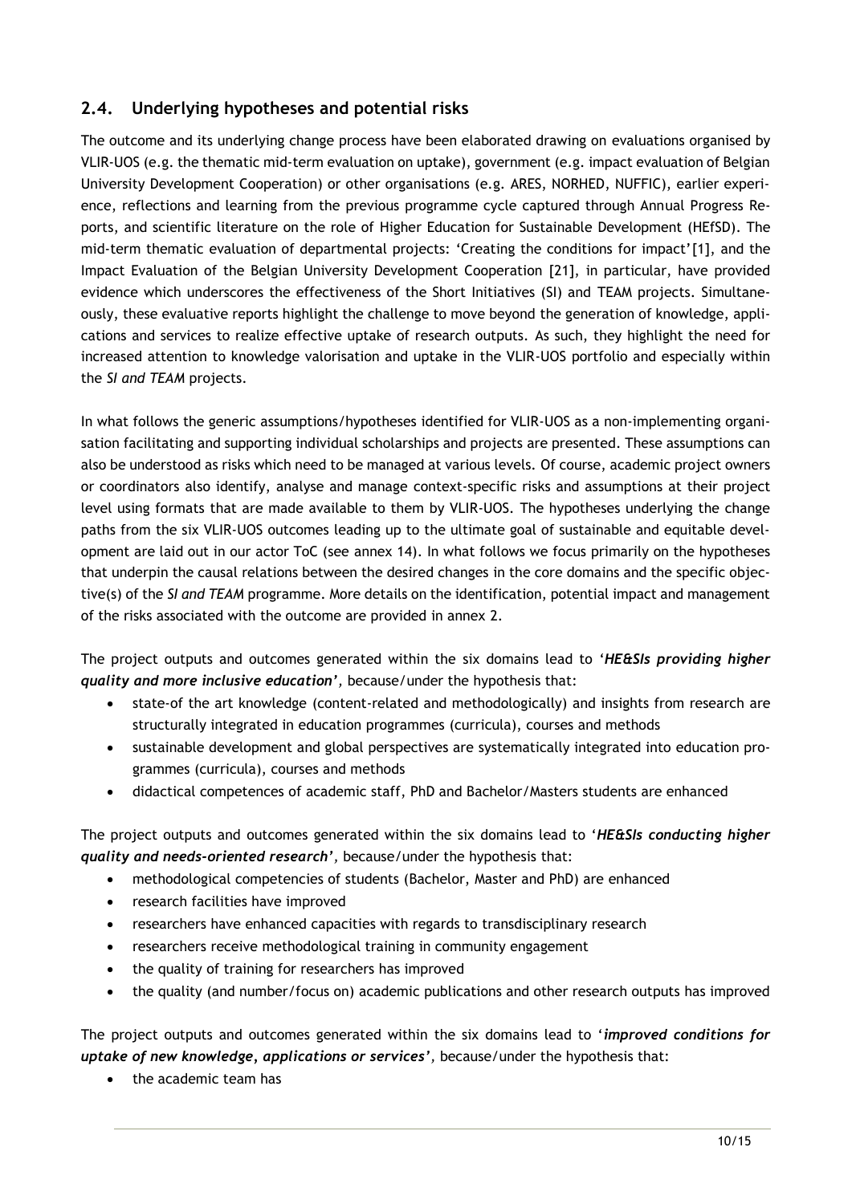## 2.4. Underlying hypotheses and potential risks

The outcome and its underlying change process have been elaborated drawing on evaluations organised by VLIR-UOS (e.g. the thematic mid-term evaluation on uptake), government (e.g. impact evaluation of Belgian University Development Cooperation) or other organisations (e.g. ARES, NORHED, NUFFIC), earlier experience, reflections and learning from the previous programme cycle captured through Annual Progress Reports, and scientific literature on the role of Higher Education for Sustainable Development (HEfSD). The mid-term thematic evaluation of departmental projects: 'Creating the conditions for impact'[1], and the Impact Evaluation of the Belgian University Development Cooperation [21], in particular, have provided evidence which underscores the effectiveness of the Short Initiatives (SI) and TEAM projects. Simultaneously, these evaluative reports highlight the challenge to move beyond the generation of knowledge, applications and services to realize effective uptake of research outputs. As such, they highlight the need for increased attention to knowledge valorisation and uptake in the VLIR-UOS portfolio and especially within the *SI and TEAM* projects.

In what follows the generic assumptions/hypotheses identified for VLIR-UOS as a non-implementing organisation facilitating and supporting individual scholarships and projects are presented. These assumptions can also be understood as risks which need to be managed at various levels. Of course, academic project owners or coordinators also identify, analyse and manage context-specific risks and assumptions at their project level using formats that are made available to them by VLIR-UOS. The hypotheses underlying the change paths from the six VLIR-UOS outcomes leading up to the ultimate goal of sustainable and equitable development are laid out in our actor ToC (see annex 14). In what follows we focus primarily on the hypotheses that underpin the causal relations between the desired changes in the core domains and the specific objective(s) of the *SI and TEAM* programme. More details on the identification, potential impact and management of the risks associated with the outcome are provided in annex 2.

The project outputs and outcomes generated within the six domains lead to '***HE&SIs providing higher quality and more inclusive education***', because/under the hypothesis that:

- state-of the art knowledge (content-related and methodologically) and insights from research are structurally integrated in education programmes (curricula), courses and methods
- sustainable development and global perspectives are systematically integrated into education programmes (curricula), courses and methods
- didactical competences of academic staff, PhD and Bachelor/Masters students are enhanced

The project outputs and outcomes generated within the six domains lead to '***HE&SIs conducting higher quality and needs-oriented research***', because/under the hypothesis that:

- methodological competencies of students (Bachelor, Master and PhD) are enhanced
- research facilities have improved
- researchers have enhanced capacities with regards to transdisciplinary research
- researchers receive methodological training in community engagement
- the quality of training for researchers has improved
- the quality (and number/focus on) academic publications and other research outputs has improved

The project outputs and outcomes generated within the six domains lead to '***improved conditions for uptake of new knowledge, applications or services***', because/under the hypothesis that:

- the academic team has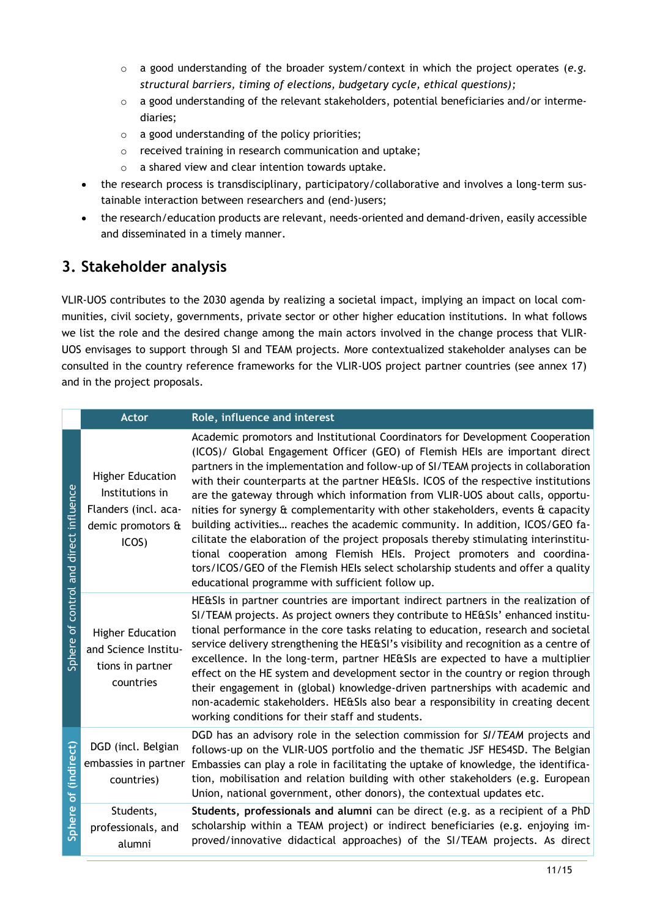- a good understanding of the broader system/context in which the project operates (*e.g. structural barriers, timing of elections, budgetary cycle, ethical questions)*;
  - a good understanding of the relevant stakeholders, potential beneficiaries and/or intermediaries;
  - a good understanding of the policy priorities;
  - received training in research communication and uptake;
  - a shared view and clear intention towards uptake.
- the research process is transdisciplinary, participatory/collaborative and involves a long-term sustainable interaction between researchers and (end-)users;
- the research/education products are relevant, needs-oriented and demand-driven, easily accessible and disseminated in a timely manner.

## 3. Stakeholder analysis

VLIR-UOS contributes to the 2030 agenda by realizing a societal impact, implying an impact on local communities, civil society, governments, private sector or other higher education institutions. In what follows we list the role and the desired change among the main actors involved in the change process that VLIR-UOS envisages to support through SI and TEAM projects. More contextualized stakeholder analyses can be consulted in the country reference frameworks for the VLIR-UOS project partner countries (see annex 17) and in the project proposals.

| | Actor | Role, influence and interest |
|---|---|---|
| Sphere of control and direct influence | Higher Education Institutions in Flanders (incl. academic promotors & ICOS) | Academic promotors and Institutional Coordinators for Development Cooperation (ICOS)/ Global Engagement Officer (GEO) of Flemish HEIs are important direct partners in the implementation and follow-up of SI/TEAM projects in collaboration with their counterparts at the partner HE&SIs. ICOS of the respective institutions are the gateway through which information from VLIR-UOS about calls, opportunities for synergy & complementarity with other stakeholders, events & capacity building activities… reaches the academic community. In addition, ICOS/GEO facilitate the elaboration of the project proposals thereby stimulating interinstitutional cooperation among Flemish HEIs. Project promoters and coordinators/ICOS/GEO of the Flemish HEIs select scholarship students and offer a quality educational programme with sufficient follow up. |
| | Higher Education and Science Institutions in partner countries | HE&SIs in partner countries are important indirect partners in the realization of SI/TEAM projects. As project owners they contribute to HE&SIs' enhanced institutional performance in the core tasks relating to education, research and societal service delivery strengthening the HE&SI's visibility and recognition as a centre of excellence. In the long-term, partner HE&SIs are expected to have a multiplier effect on the HE system and development sector in the country or region through their engagement in (global) knowledge-driven partnerships with academic and non-academic stakeholders. HE&SIs also bear a responsibility in creating decent working conditions for their staff and students. |
| Sphere of (indirect) | DGD (incl. Belgian embassies in partner countries) | DGD has an advisory role in the selection commission for *SI/TEAM* projects and follows-up on the VLIR-UOS portfolio and the thematic JSF HES4SD. The Belgian Embassies can play a role in facilitating the uptake of knowledge, the identification, mobilisation and relation building with other stakeholders (e.g. European Union, national government, other donors), the contextual updates etc. |
| | Students, professionals, and alumni | **Students, professionals and alumni** can be direct (e.g. as a recipient of a PhD scholarship within a TEAM project) or indirect beneficiaries (e.g. enjoying improved/innovative didactical approaches) of the SI/TEAM projects. As direct |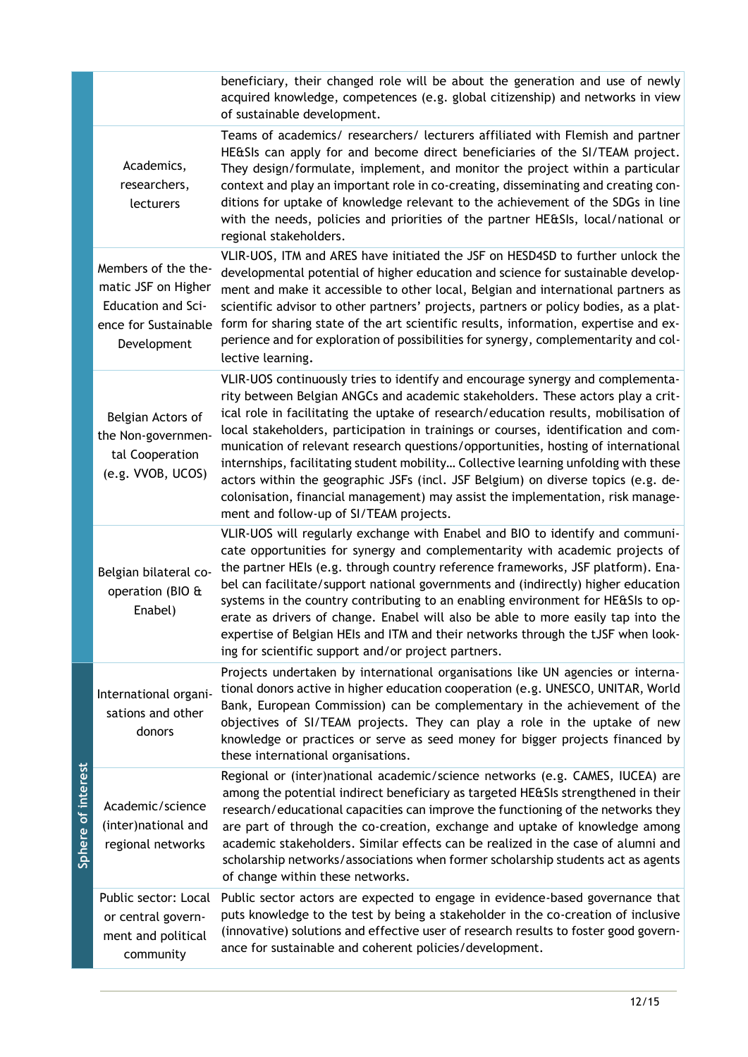| | | |
|---|---|---|
| | | beneficiary, their changed role will be about the generation and use of newly acquired knowledge, competences (e.g. global citizenship) and networks in view of sustainable development. |
| | Academics, researchers, lecturers | Teams of academics/ researchers/ lecturers affiliated with Flemish and partner HE&SIs can apply for and become direct beneficiaries of the SI/TEAM project. They design/formulate, implement, and monitor the project within a particular context and play an important role in co-creating, disseminating and creating conditions for uptake of knowledge relevant to the achievement of the SDGs in line with the needs, policies and priorities of the partner HE&SIs, local/national or regional stakeholders. |
| | Members of the thematic JSF on Higher Education and Science for Sustainable Development | VLIR-UOS, ITM and ARES have initiated the JSF on HESD4SD to further unlock the developmental potential of higher education and science for sustainable development and make it accessible to other local, Belgian and international partners as scientific advisor to other partners' projects, partners or policy bodies, as a platform for sharing state of the art scientific results, information, expertise and experience and for exploration of possibilities for synergy, complementarity and collective learning. |
| | Belgian Actors of the Non-governmental Cooperation (e.g. VVOB, UCOS) | VLIR-UOS continuously tries to identify and encourage synergy and complementarity between Belgian ANGCs and academic stakeholders. These actors play a critical role in facilitating the uptake of research/education results, mobilisation of local stakeholders, participation in trainings or courses, identification and communication of relevant research questions/opportunities, hosting of international internships, facilitating student mobility… Collective learning unfolding with these actors within the geographic JSFs (incl. JSF Belgium) on diverse topics (e.g. decolonisation, financial management) may assist the implementation, risk management and follow-up of SI/TEAM projects. |
| | Belgian bilateral cooperation (BIO & Enabel) | VLIR-UOS will regularly exchange with Enabel and BIO to identify and communicate opportunities for synergy and complementarity with academic projects of the partner HEIs (e.g. through country reference frameworks, JSF platform). Enabel can facilitate/support national governments and (indirectly) higher education systems in the country contributing to an enabling environment for HE&SIs to operate as drivers of change. Enabel will also be able to more easily tap into the expertise of Belgian HEIs and ITM and their networks through the tJSF when looking for scientific support and/or project partners. |
| Sphere of interest | International organisations and other donors | Projects undertaken by international organisations like UN agencies or international donors active in higher education cooperation (e.g. UNESCO, UNITAR, World Bank, European Commission) can be complementary in the achievement of the objectives of SI/TEAM projects. They can play a role in the uptake of new knowledge or practices or serve as seed money for bigger projects financed by these international organisations. |
| Sphere of interest | Academic/science (inter)national and regional networks | Regional or (inter)national academic/science networks (e.g. CAMES, IUCEA) are among the potential indirect beneficiary as targeted HE&SIs strengthened in their research/educational capacities can improve the functioning of the networks they are part of through the co-creation, exchange and uptake of knowledge among academic stakeholders. Similar effects can be realized in the case of alumni and scholarship networks/associations when former scholarship students act as agents of change within these networks. |
| Sphere of interest | Public sector: Local or central government and political community | Public sector actors are expected to engage in evidence-based governance that puts knowledge to the test by being a stakeholder in the co-creation of inclusive (innovative) solutions and effective user of research results to foster good governance for sustainable and coherent policies/development. |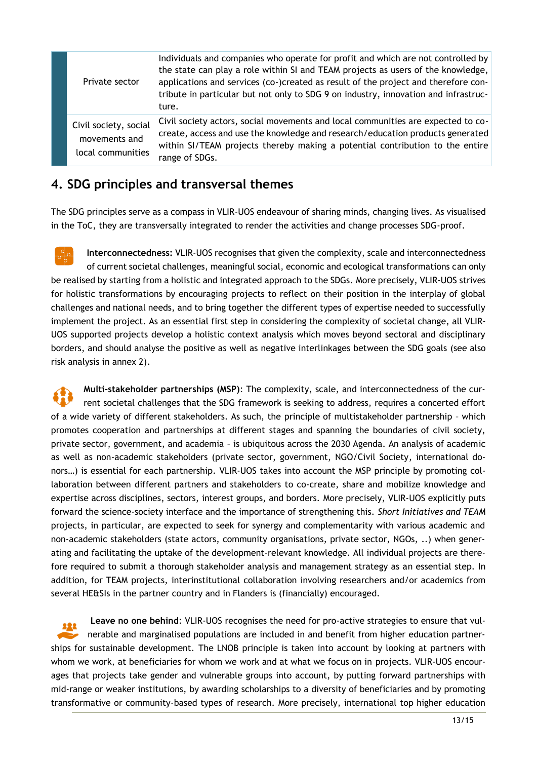| | |
|---|---|
| Private sector | Individuals and companies who operate for profit and which are not controlled by the state can play a role within SI and TEAM projects as users of the knowledge, applications and services (co-)created as result of the project and therefore contribute in particular but not only to SDG 9 on industry, innovation and infrastructure. |
| Civil society, social movements and local communities | Civil society actors, social movements and local communities are expected to co-create, access and use the knowledge and research/education products generated within SI/TEAM projects thereby making a potential contribution to the entire range of SDGs. |

## 4. SDG principles and transversal themes

The SDG principles serve as a compass in VLIR-UOS endeavour of sharing minds, changing lives. As visualised in the ToC, they are transversally integrated to render the activities and change processes SDG-proof.

**Interconnectedness:** VLIR-UOS recognises that given the complexity, scale and interconnectedness of current societal challenges, meaningful social, economic and ecological transformations can only be realised by starting from a holistic and integrated approach to the SDGs. More precisely, VLIR-UOS strives for holistic transformations by encouraging projects to reflect on their position in the interplay of global challenges and national needs, and to bring together the different types of expertise needed to successfully implement the project. As an essential first step in considering the complexity of societal change, all VLIR-UOS supported projects develop a holistic context analysis which moves beyond sectoral and disciplinary borders, and should analyse the positive as well as negative interlinkages between the SDG goals (see also risk analysis in annex 2).

**Multi-stakeholder partnerships (MSP)**: The complexity, scale, and interconnectedness of the current societal challenges that the SDG framework is seeking to address, requires a concerted effort of a wide variety of different stakeholders. As such, the principle of multistakeholder partnership – which promotes cooperation and partnerships at different stages and spanning the boundaries of civil society, private sector, government, and academia – is ubiquitous across the 2030 Agenda. An analysis of academic as well as non-academic stakeholders (private sector, government, NGO/Civil Society, international donors…) is essential for each partnership. VLIR-UOS takes into account the MSP principle by promoting collaboration between different partners and stakeholders to co-create, share and mobilize knowledge and expertise across disciplines, sectors, interest groups, and borders. More precisely, VLIR-UOS explicitly puts forward the science-society interface and the importance of strengthening this. *Short Initiatives and TEAM* projects, in particular, are expected to seek for synergy and complementarity with various academic and non-academic stakeholders (state actors, community organisations, private sector, NGOs, ..) when generating and facilitating the uptake of the development-relevant knowledge. All individual projects are therefore required to submit a thorough stakeholder analysis and management strategy as an essential step. In addition, for TEAM projects, interinstitutional collaboration involving researchers and/or academics from several HE&SIs in the partner country and in Flanders is (financially) encouraged.

**Leave no one behind**: VLIR-UOS recognises the need for pro-active strategies to ensure that vulnerable and marginalised populations are included in and benefit from higher education partnerships for sustainable development. The LNOB principle is taken into account by looking at partners with whom we work, at beneficiaries for whom we work and at what we focus on in projects. VLIR-UOS encourages that projects take gender and vulnerable groups into account, by putting forward partnerships with mid-range or weaker institutions, by awarding scholarships to a diversity of beneficiaries and by promoting transformative or community-based types of research. More precisely, international top higher education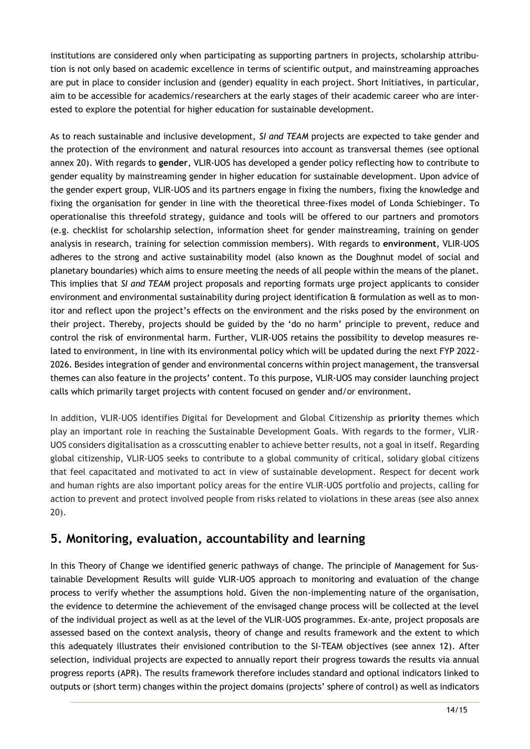institutions are considered only when participating as supporting partners in projects, scholarship attribution is not only based on academic excellence in terms of scientific output, and mainstreaming approaches are put in place to consider inclusion and (gender) equality in each project. Short Initiatives, in particular, aim to be accessible for academics/researchers at the early stages of their academic career who are interested to explore the potential for higher education for sustainable development.

As to reach sustainable and inclusive development, *SI and TEAM* projects are expected to take gender and the protection of the environment and natural resources into account as transversal themes (see optional annex 20). With regards to **gender**, VLIR-UOS has developed a gender policy reflecting how to contribute to gender equality by mainstreaming gender in higher education for sustainable development. Upon advice of the gender expert group, VLIR-UOS and its partners engage in fixing the numbers, fixing the knowledge and fixing the organisation for gender in line with the theoretical three-fixes model of Londa Schiebinger. To operationalise this threefold strategy, guidance and tools will be offered to our partners and promotors (e.g. checklist for scholarship selection, information sheet for gender mainstreaming, training on gender analysis in research, training for selection commission members). With regards to **environment**, VLIR-UOS adheres to the strong and active sustainability model (also known as the Doughnut model of social and planetary boundaries) which aims to ensure meeting the needs of all people within the means of the planet. This implies that *SI and TEAM* project proposals and reporting formats urge project applicants to consider environment and environmental sustainability during project identification & formulation as well as to monitor and reflect upon the project's effects on the environment and the risks posed by the environment on their project. Thereby, projects should be guided by the 'do no harm' principle to prevent, reduce and control the risk of environmental harm. Further, VLIR-UOS retains the possibility to develop measures related to environment, in line with its environmental policy which will be updated during the next FYP 2022-2026. Besides integration of gender and environmental concerns within project management, the transversal themes can also feature in the projects' content. To this purpose, VLIR-UOS may consider launching project calls which primarily target projects with content focused on gender and/or environment.

In addition, VLIR-UOS identifies Digital for Development and Global Citizenship as **priority** themes which play an important role in reaching the Sustainable Development Goals. With regards to the former, VLIR-UOS considers digitalisation as a crosscutting enabler to achieve better results, not a goal in itself. Regarding global citizenship, VLIR-UOS seeks to contribute to a global community of critical, solidary global citizens that feel capacitated and motivated to act in view of sustainable development. Respect for decent work and human rights are also important policy areas for the entire VLIR-UOS portfolio and projects, calling for action to prevent and protect involved people from risks related to violations in these areas (see also annex 20).

## 5. Monitoring, evaluation, accountability and learning

In this Theory of Change we identified generic pathways of change. The principle of Management for Sustainable Development Results will guide VLIR-UOS approach to monitoring and evaluation of the change process to verify whether the assumptions hold. Given the non-implementing nature of the organisation, the evidence to determine the achievement of the envisaged change process will be collected at the level of the individual project as well as at the level of the VLIR-UOS programmes. Ex-ante, project proposals are assessed based on the context analysis, theory of change and results framework and the extent to which this adequately illustrates their envisioned contribution to the SI-TEAM objectives (see annex 12). After selection, individual projects are expected to annually report their progress towards the results via annual progress reports (APR). The results framework therefore includes standard and optional indicators linked to outputs or (short term) changes within the project domains (projects' sphere of control) as well as indicators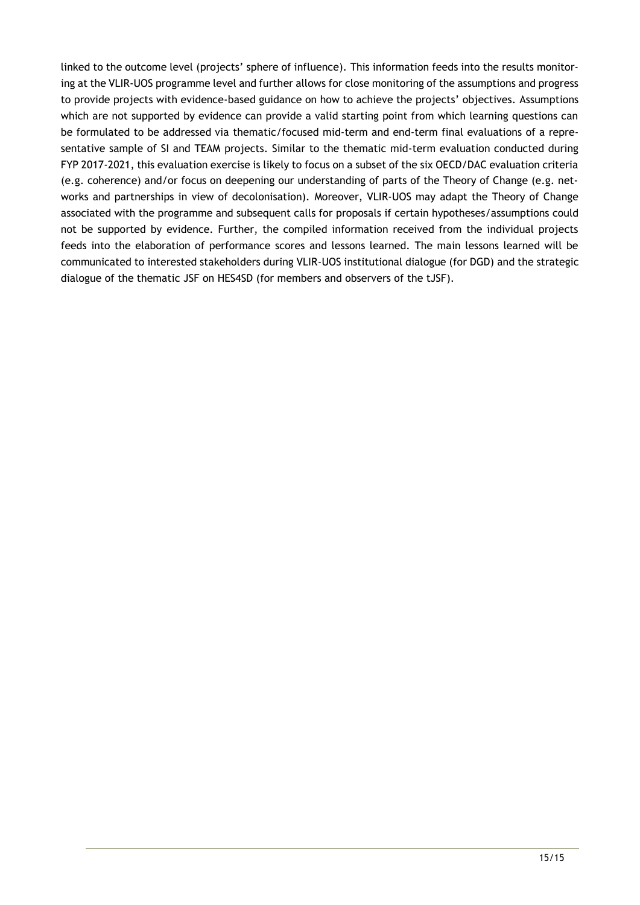linked to the outcome level (projects' sphere of influence). This information feeds into the results monitoring at the VLIR-UOS programme level and further allows for close monitoring of the assumptions and progress to provide projects with evidence-based guidance on how to achieve the projects' objectives. Assumptions which are not supported by evidence can provide a valid starting point from which learning questions can be formulated to be addressed via thematic/focused mid-term and end-term final evaluations of a representative sample of SI and TEAM projects. Similar to the thematic mid-term evaluation conducted during FYP 2017-2021, this evaluation exercise is likely to focus on a subset of the six OECD/DAC evaluation criteria (e.g. coherence) and/or focus on deepening our understanding of parts of the Theory of Change (e.g. networks and partnerships in view of decolonisation). Moreover, VLIR-UOS may adapt the Theory of Change associated with the programme and subsequent calls for proposals if certain hypotheses/assumptions could not be supported by evidence. Further, the compiled information received from the individual projects feeds into the elaboration of performance scores and lessons learned. The main lessons learned will be communicated to interested stakeholders during VLIR-UOS institutional dialogue (for DGD) and the strategic dialogue of the thematic JSF on HES4SD (for members and observers of the tJSF).